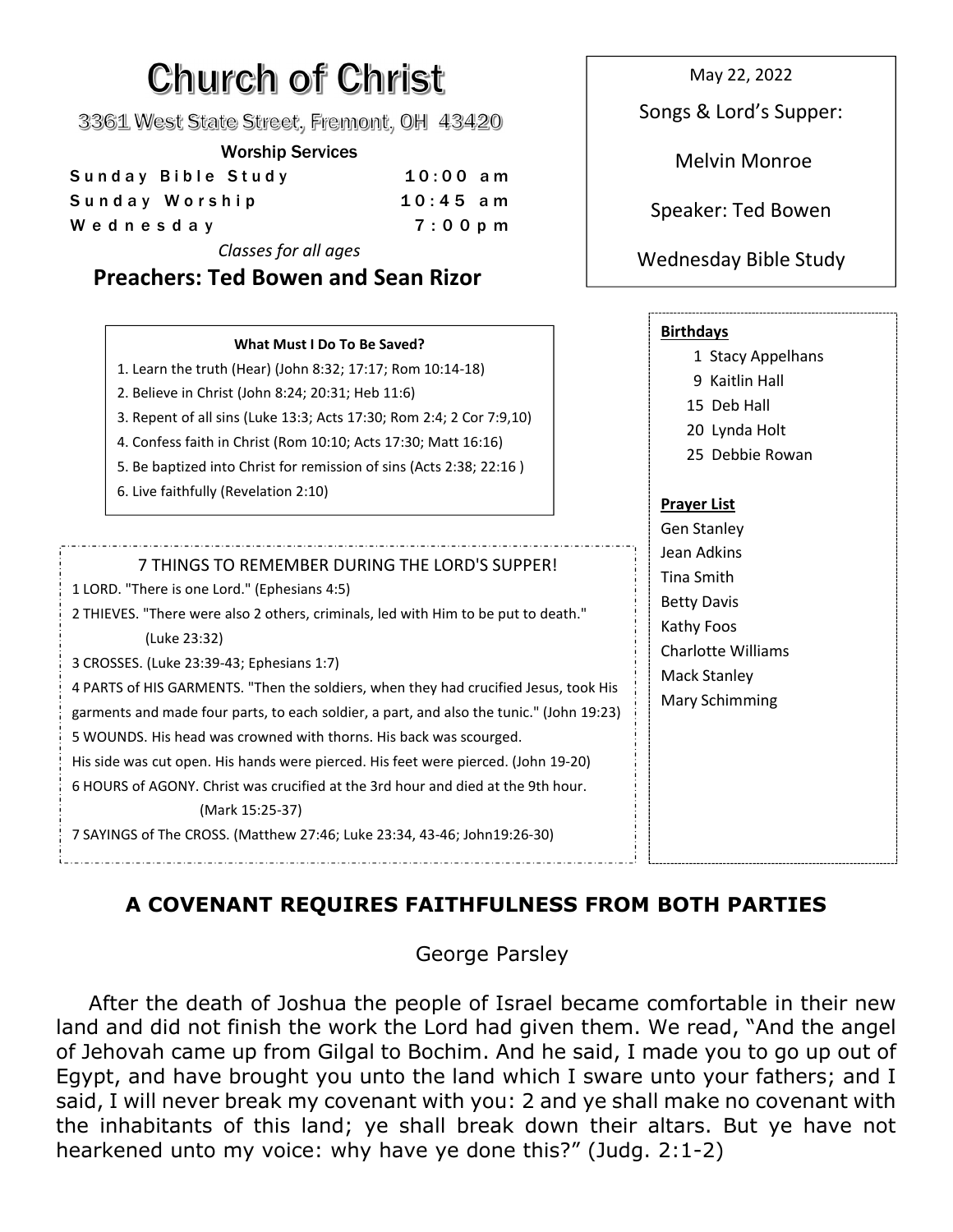# Church of Christ

3361 West State Street, Fremont, OH 43420

**Worship Services**

| | |
|---|---|
| Sunday Bible Study | 10:00 am |
| Sunday Worship | 10:45 am |
| Wednesday | 7:00pm |

*Classes for all ages*

**Preachers: Ted Bowen and Sean Rizor**

May 22, 2022

Songs & Lord's Supper:

Melvin Monroe

Speaker: Ted Bowen

Wednesday Bible Study

**What Must I Do To Be Saved?**

1. Learn the truth (Hear) (John 8:32; 17:17; Rom 10:14-18)
2. Believe in Christ (John 8:24; 20:31; Heb 11:6)
3. Repent of all sins (Luke 13:3; Acts 17:30; Rom 2:4; 2 Cor 7:9,10)
4. Confess faith in Christ (Rom 10:10; Acts 17:30; Matt 16:16)
5. Be baptized into Christ for remission of sins (Acts 2:38; 22:16 )
6. Live faithfully (Revelation 2:10)

7 THINGS TO REMEMBER DURING THE LORD'S SUPPER!

1 LORD. "There is one Lord." (Ephesians 4:5)

2 THIEVES. "There were also 2 others, criminals, led with Him to be put to death." (Luke 23:32)

3 CROSSES. (Luke 23:39-43; Ephesians 1:7)

4 PARTS of HIS GARMENTS. "Then the soldiers, when they had crucified Jesus, took His garments and made four parts, to each soldier, a part, and also the tunic." (John 19:23)

5 WOUNDS. His head was crowned with thorns. His back was scourged. His side was cut open. His hands were pierced. His feet were pierced. (John 19-20)

6 HOURS of AGONY. Christ was crucified at the 3rd hour and died at the 9th hour. (Mark 15:25-37)

7 SAYINGS of The CROSS. (Matthew 27:46; Luke 23:34, 43-46; John19:26-30)

**Birthdays**

1 Stacy Appelhans
9 Kaitlin Hall
15 Deb Hall
20 Lynda Holt
25 Debbie Rowan

**Prayer List**

Gen Stanley
Jean Adkins
Tina Smith
Betty Davis
Kathy Foos
Charlotte Williams
Mack Stanley
Mary Schimming

## A COVENANT REQUIRES FAITHFULNESS FROM BOTH PARTIES

George Parsley

After the death of Joshua the people of Israel became comfortable in their new land and did not finish the work the Lord had given them. We read, "And the angel of Jehovah came up from Gilgal to Bochim. And he said, I made you to go up out of Egypt, and have brought you unto the land which I sware unto your fathers; and I said, I will never break my covenant with you: 2 and ye shall make no covenant with the inhabitants of this land; ye shall break down their altars. But ye have not hearkened unto my voice: why have ye done this?" (Judg. 2:1-2)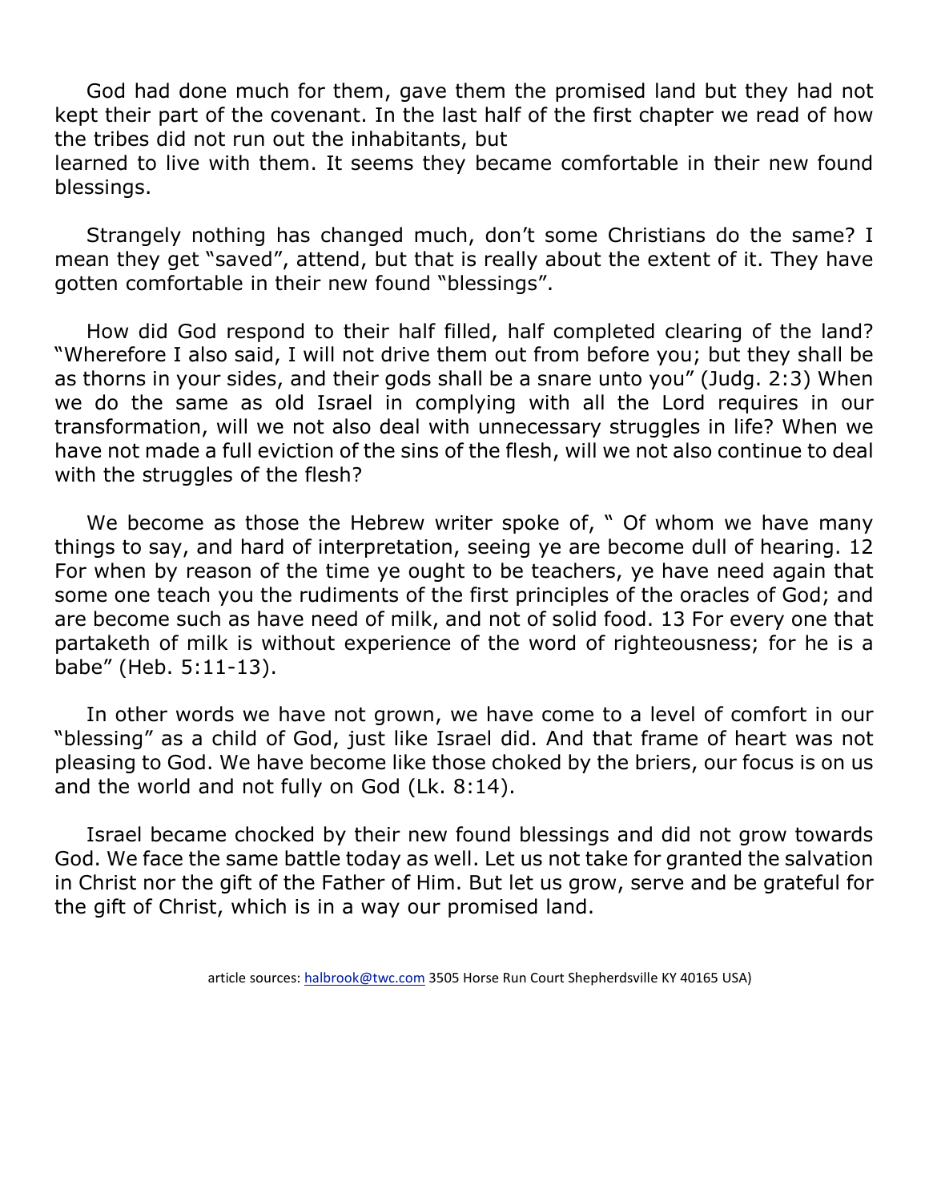God had done much for them, gave them the promised land but they had not kept their part of the covenant. In the last half of the first chapter we read of how the tribes did not run out the inhabitants, but learned to live with them. It seems they became comfortable in their new found blessings.

Strangely nothing has changed much, don't some Christians do the same? I mean they get "saved", attend, but that is really about the extent of it. They have gotten comfortable in their new found "blessings".

How did God respond to their half filled, half completed clearing of the land? "Wherefore I also said, I will not drive them out from before you; but they shall be as thorns in your sides, and their gods shall be a snare unto you" (Judg. 2:3) When we do the same as old Israel in complying with all the Lord requires in our transformation, will we not also deal with unnecessary struggles in life? When we have not made a full eviction of the sins of the flesh, will we not also continue to deal with the struggles of the flesh?

We become as those the Hebrew writer spoke of, " Of whom we have many things to say, and hard of interpretation, seeing ye are become dull of hearing. 12 For when by reason of the time ye ought to be teachers, ye have need again that some one teach you the rudiments of the first principles of the oracles of God; and are become such as have need of milk, and not of solid food. 13 For every one that partaketh of milk is without experience of the word of righteousness; for he is a babe" (Heb. 5:11-13).

In other words we have not grown, we have come to a level of comfort in our "blessing" as a child of God, just like Israel did. And that frame of heart was not pleasing to God. We have become like those choked by the briers, our focus is on us and the world and not fully on God (Lk. 8:14).

Israel became chocked by their new found blessings and did not grow towards God. We face the same battle today as well. Let us not take for granted the salvation in Christ nor the gift of the Father of Him. But let us grow, serve and be grateful for the gift of Christ, which is in a way our promised land.

article sources: halbrook@twc.com 3505 Horse Run Court Shepherdsville KY 40165 USA)